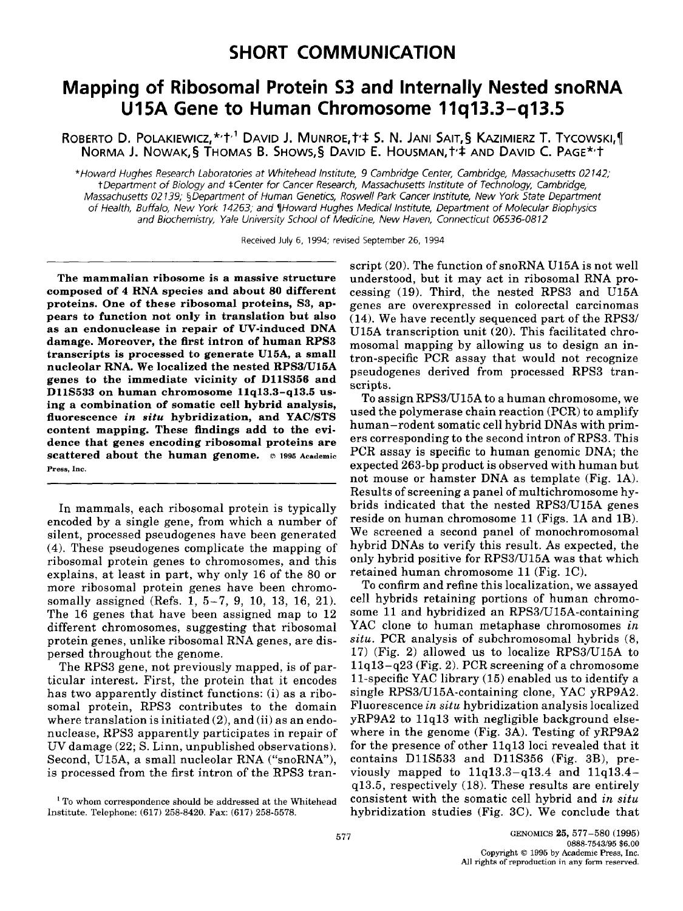## SHORT COMMUNICATION

# Mapping of Ribosomal Protein S3 and Internally Nested snoRNA U15A Gene to Human Chromosome 11q13.3–q13.5

Roberto D. Polakiewicz,*,†,1 David J. Munroe,†,‡ S. N. Jani Sait,§ Kazimierz T. Tycowski,¶ Norma J. Nowak,§ Thomas B. Shows,§ David E. Housman,†,‡ and David C. Page*,†

*Howard Hughes Research Laboratories at Whitehead Institute, 9 Cambridge Center, Cambridge, Massachusetts 02142; †Department of Biology and ‡Center for Cancer Research, Massachusetts Institute of Technology, Cambridge, Massachusetts 02139; §Department of Human Genetics, Roswell Park Cancer Institute, New York State Department of Health, Buffalo, New York 14263; and ¶Howard Hughes Medical Institute, Department of Molecular Biophysics and Biochemistry, Yale University School of Medicine, New Haven, Connecticut 06536-0812

Received July 6, 1994; revised September 26, 1994

**The mammalian ribosome is a massive structure composed of 4 RNA species and about 80 different proteins. One of these ribosomal proteins, S3, appears to function not only in translation but also as an endonuclease in repair of UV-induced DNA damage. Moreover, the first intron of human RPS3 transcripts is processed to generate U15A, a small nucleolar RNA. We localized the nested RPS3/U15A genes to the immediate vicinity of D11S356 and D11S533 on human chromosome 11q13.3–q13.5 using a combination of somatic cell hybrid analysis, fluorescence *in situ* hybridization, and YAC/STS content mapping. These findings add to the evidence that genes encoding ribosomal proteins are scattered about the human genome.** © 1995 Academic Press, Inc.

In mammals, each ribosomal protein is typically encoded by a single gene, from which a number of silent, processed pseudogenes have been generated (4). These pseudogenes complicate the mapping of ribosomal protein genes to chromosomes, and this explains, at least in part, why only 16 of the 80 or more ribosomal protein genes have been chromosomally assigned (Refs. 1, 5–7, 9, 10, 13, 16, 21). The 16 genes that have been assigned map to 12 different chromosomes, suggesting that ribosomal protein genes, unlike ribosomal RNA genes, are dispersed throughout the genome.

The RPS3 gene, not previously mapped, is of particular interest. First, the protein that it encodes has two apparently distinct functions: (i) as a ribosomal protein, RPS3 contributes to the domain where translation is initiated (2), and (ii) as an endonuclease, RPS3 apparently participates in repair of UV damage (22; S. Linn, unpublished observations). Second, U15A, a small nucleolar RNA ("snoRNA"), is processed from the first intron of the RPS3 transcript (20). The function of snoRNA U15A is not well understood, but it may act in ribosomal RNA processing (19). Third, the nested RPS3 and U15A genes are overexpressed in colorectal carcinomas (14). We have recently sequenced part of the RPS3/U15A transcription unit (20). This facilitated chromosomal mapping by allowing us to design an intron-specific PCR assay that would not recognize pseudogenes derived from processed RPS3 transcripts.

To assign RPS3/U15A to a human chromosome, we used the polymerase chain reaction (PCR) to amplify human–rodent somatic cell hybrid DNAs with primers corresponding to the second intron of RPS3. This PCR assay is specific to human genomic DNA; the expected 263-bp product is observed with human but not mouse or hamster DNA as template (Fig. 1A). Results of screening a panel of multichromosome hybrids indicated that the nested RPS3/U15A genes reside on human chromosome 11 (Figs. 1A and 1B). We screened a second panel of monochromosomal hybrid DNAs to verify this result. As expected, the only hybrid positive for RPS3/U15A was that which retained human chromosome 11 (Fig. 1C).

To confirm and refine this localization, we assayed cell hybrids retaining portions of human chromosome 11 and hybridized an RPS3/U15A-containing YAC clone to human metaphase chromosomes *in situ*. PCR analysis of subchromosomal hybrids (8, 17) (Fig. 2) allowed us to localize RPS3/U15A to 11q13–q23 (Fig. 2). PCR screening of a chromosome 11-specific YAC library (15) enabled us to identify a single RPS3/U15A-containing clone, YAC yRP9A2. Fluorescence *in situ* hybridization analysis localized yRP9A2 to 11q13 with negligible background elsewhere in the genome (Fig. 3A). Testing of yRP9A2 for the presence of other 11q13 loci revealed that it contains D11S533 and D11S356 (Fig. 3B), previously mapped to 11q13.3–q13.4 and 11q13.4–q13.5, respectively (18). These results are entirely consistent with the somatic cell hybrid and *in situ* hybridization studies (Fig. 3C). We conclude that

[1] To whom correspondence should be addressed at the Whitehead Institute. Telephone: (617) 258-8420. Fax: (617) 258-5578.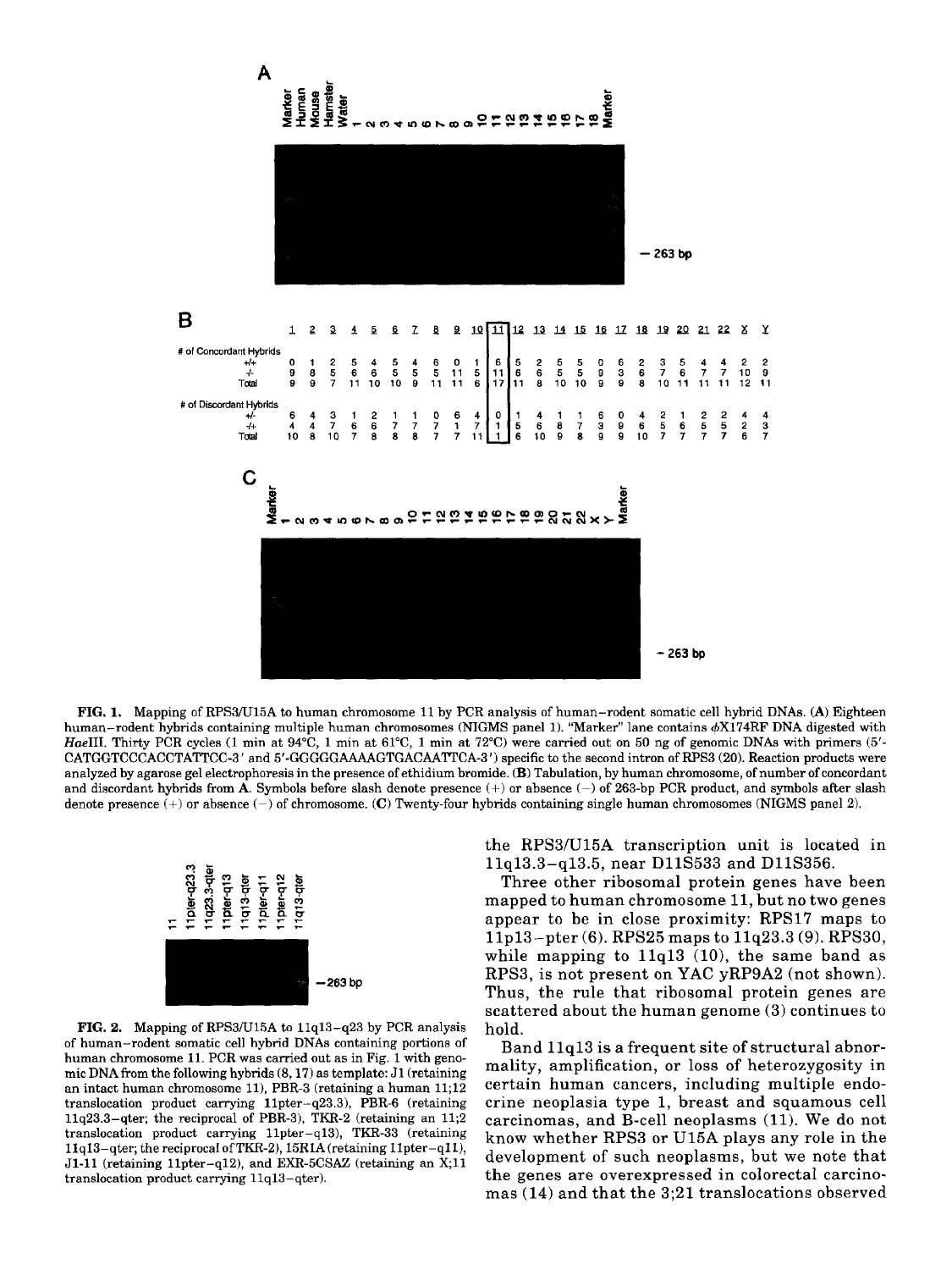**A**

Marker Human Mouse Hamster Water 1 2 3 4 5 6 7 8 9 10 11 12 13 14 15 16 17 18 Marker

— 263 bp

**B**

| | 1 | 2 | 3 | 4 | 5 | 6 | 7 | 8 | 9 | 10 | 11 | 12 | 13 | 14 | 15 | 16 | 17 | 18 | 19 | 20 | 21 | 22 | X | Y |
|---|---|---|---|---|---|---|---|---|---|---|---|---|---|---|---|---|---|---|---|---|---|---|---|---|
| # of Concordant Hybrids | | | | | | | | | | | | | | | | | | | | | | | | |
| +/+ | 0 | 1 | 2 | 5 | 4 | 5 | 4 | 6 | 0 | 1 | 6 | 5 | 2 | 5 | 5 | 0 | 6 | 2 | 3 | 5 | 4 | 4 | 2 | 2 |
| -/- | 9 | 8 | 5 | 6 | 6 | 5 | 5 | 5 | 11 | 5 | 11 | 6 | 6 | 5 | 5 | 9 | 3 | 6 | 7 | 6 | 7 | 7 | 10 | 9 |
| Total | 9 | 9 | 7 | 11 | 10 | 10 | 9 | 11 | 11 | 6 | 17 | 11 | 8 | 10 | 10 | 9 | 9 | 8 | 10 | 11 | 11 | 11 | 12 | 11 |
| # of Discordant Hybrids | | | | | | | | | | | | | | | | | | | | | | | | |
| +/- | 6 | 4 | 3 | 1 | 2 | 1 | 1 | 0 | 6 | 4 | 0 | 1 | 4 | 1 | 1 | 6 | 0 | 4 | 2 | 1 | 2 | 2 | 4 | 4 |
| -/+ | 4 | 4 | 7 | 6 | 6 | 7 | 7 | 7 | 1 | 7 | 1 | 5 | 6 | 8 | 7 | 3 | 9 | 6 | 5 | 6 | 5 | 5 | 2 | 3 |
| Total | 10 | 8 | 10 | 7 | 8 | 8 | 8 | 7 | 7 | 11 | 1 | 6 | 10 | 9 | 8 | 9 | 9 | 10 | 7 | 7 | 7 | 7 | 6 | 7 |

**C**

Marker 1 2 3 4 5 6 7 8 9 10 11 12 13 14 15 16 17 18 19 20 21 22 X Y Marker

— 263 bp

**FIG. 1.** Mapping of RPS3/U15A to human chromosome 11 by PCR analysis of human–rodent somatic cell hybrid DNAs. (**A**) Eighteen human–rodent hybrids containing multiple human chromosomes (NIGMS panel 1). "Marker" lane contains φX174RF DNA digested with *Hae*III. Thirty PCR cycles (1 min at 94°C, 1 min at 61°C, 1 min at 72°C) were carried out on 50 ng of genomic DNAs with primers (5′-CATGGTCCCACCTATTCC-3′ and 5′-GGGGGAAAAGTGACAATTCA-3′) specific to the second intron of RPS3 (20). Reaction products were analyzed by agarose gel electrophoresis in the presence of ethidium bromide. (**B**) Tabulation, by human chromosome, of number of concordant and discordant hybrids from **A**. Symbols before slash denote presence (+) or absence (−) of 263-bp PCR product, and symbols after slash denote presence (+) or absence (−) of chromosome. (**C**) Twenty-four hybrids containing single human chromosomes (NIGMS panel 2).

11 11pter-q23.3 11q23.3-qter 11pter-q13 11q13-qter 11pter-q11 11pter-q12 11q13-qter

—263 bp

**FIG. 2.** Mapping of RPS3/U15A to 11q13–q23 by PCR analysis of human–rodent somatic cell hybrid DNAs containing portions of human chromosome 11. PCR was carried out as in Fig. 1 with genomic DNA from the following hybrids (8, 17) as template: J1 (retaining an intact human chromosome 11), PBR-3 (retaining a human 11;12 translocation product carrying 11pter–q23.3), PBR-6 (retaining 11q23.3–qter; the reciprocal of PBR-3), TKR-2 (retaining an 11;2 translocation product carrying 11pter–q13), TKR-33 (retaining 11q13–qter; the reciprocal of TKR-2), 15R1A (retaining 11pter–q11), J1-11 (retaining 11pter–q12), and EXR-5CSAZ (retaining an X;11 translocation product carrying 11q13–qter).

the RPS3/U15A transcription unit is located in 11q13.3–q13.5, near D11S533 and D11S356.

Three other ribosomal protein genes have been mapped to human chromosome 11, but no two genes appear to be in close proximity: RPS17 maps to 11p13–pter (6). RPS25 maps to 11q23.3 (9). RPS30, while mapping to 11q13 (10), the same band as RPS3, is not present on YAC yRP9A2 (not shown). Thus, the rule that ribosomal protein genes are scattered about the human genome (3) continues to hold.

Band 11q13 is a frequent site of structural abnormality, amplification, or loss of heterozygosity in certain human cancers, including multiple endocrine neoplasia type 1, breast and squamous cell carcinomas, and B-cell neoplasms (11). We do not know whether RPS3 or U15A plays any role in the development of such neoplasms, but we note that the genes are overexpressed in colorectal carcinomas (14) and that the 3;21 translocations observed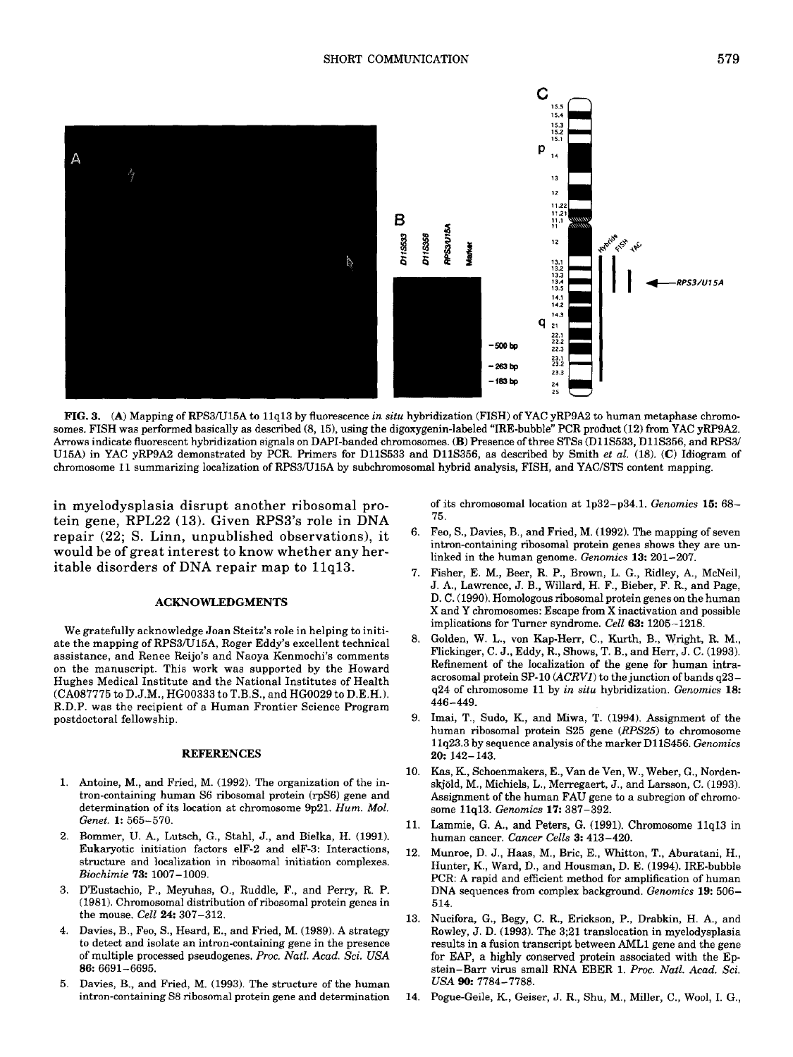FIG. 3. (A) Mapping of RPS3/U15A to 11q13 by fluorescence *in situ* hybridization (FISH) of YAC yRP9A2 to human metaphase chromosomes. FISH was performed basically as described (8, 15), using the digoxygenin-labeled "IRE-bubble" PCR product (12) from YAC yRP9A2. Arrows indicate fluorescent hybridization signals on DAPI-banded chromosomes. (B) Presence of three STSs (D11S533, D11S356, and RPS3/U15A) in YAC yRP9A2 demonstrated by PCR. Primers for D11S533 and D11S356, as described by Smith *et al.* (18). (C) Idiogram of chromosome 11 summarizing localization of RPS3/U15A by subchromosomal hybrid analysis, FISH, and YAC/STS content mapping.

in myelodysplasia disrupt another ribosomal protein gene, RPL22 (13). Given RPS3's role in DNA repair (22; S. Linn, unpublished observations), it would be of great interest to know whether any heritable disorders of DNA repair map to 11q13.

## ACKNOWLEDGMENTS

We gratefully acknowledge Joan Steitz's role in helping to initiate the mapping of RPS3/U15A, Roger Eddy's excellent technical assistance, and Renee Reijo's and Naoya Kenmochi's comments on the manuscript. This work was supported by the Howard Hughes Medical Institute and the National Institutes of Health (CA087775 to D.J.M., HG00333 to T.B.S., and HG0029 to D.E.H.). R.D.P. was the recipient of a Human Frontier Science Program postdoctoral fellowship.

## REFERENCES

1. Antoine, M., and Fried, M. (1992). The organization of the intron-containing human S6 ribosomal protein (rpS6) gene and determination of its location at chromosome 9p21. *Hum. Mol. Genet.* **1:** 565–570.
2. Bommer, U. A., Lutsch, G., Stahl, J., and Bielka, H. (1991). Eukaryotic initiation factors eIF-2 and eIF-3: Interactions, structure and localization in ribosomal initiation complexes. *Biochimie* **73:** 1007–1009.
3. D'Eustachio, P., Meyuhas, O., Ruddle, F., and Perry, R. P. (1981). Chromosomal distribution of ribosomal protein genes in the mouse. *Cell* **24:** 307–312.
4. Davies, B., Feo, S., Heard, E., and Fried, M. (1989). A strategy to detect and isolate an intron-containing gene in the presence of multiple processed pseudogenes. *Proc. Natl. Acad. Sci. USA* **86:** 6691–6695.
5. Davies, B., and Fried, M. (1993). The structure of the human intron-containing S8 ribosomal protein gene and determination of its chromosomal location at 1p32–p34.1. *Genomics* **15:** 68–75.
6. Feo, S., Davies, B., and Fried, M. (1992). The mapping of seven intron-containing ribosomal protein genes shows they are unlinked in the human genome. *Genomics* **13:** 201–207.
7. Fisher, E. M., Beer, R. P., Brown, L. G., Ridley, A., McNeil, J. A., Lawrence, J. B., Willard, H. F., Bieber, F. R., and Page, D. C. (1990). Homologous ribosomal protein genes on the human X and Y chromosomes: Escape from X inactivation and possible implications for Turner syndrome. *Cell* **63:** 1205–1218.
8. Golden, W. L., von Kap-Herr, C., Kurth, B., Wright, R. M., Flickinger, C. J., Eddy, R., Shows, T. B., and Herr, J. C. (1993). Refinement of the localization of the gene for human intra-acrosomal protein SP-10 (*ACRV1*) to the junction of bands q23–q24 of chromosome 11 by *in situ* hybridization. *Genomics* **18:** 446–449.
9. Imai, T., Sudo, K., and Miwa, T. (1994). Assignment of the human ribosomal protein S25 gene (*RPS25*) to chromosome 11q23.3 by sequence analysis of the marker D11S456. *Genomics* **20:** 142–143.
10. Kas, K., Schoenmakers, E., Van de Ven, W., Weber, G., Nordenskjöld, M., Michiels, L., Merregaert, J., and Larsson, C. (1993). Assignment of the human FAU gene to a subregion of chromosome 11q13. *Genomics* **17:** 387–392.
11. Lammie, G. A., and Peters, G. (1991). Chromosome 11q13 in human cancer. *Cancer Cells* **3:** 413–420.
12. Munroe, D. J., Haas, M., Bric, E., Whitton, T., Aburatani, H., Hunter, K., Ward, D., and Housman, D. E. (1994). IRE-bubble PCR: A rapid and efficient method for amplification of human DNA sequences from complex background. *Genomics* **19:** 506–514.
13. Nucifora, G., Begy, C. R., Erickson, P., Drabkin, H. A., and Rowley, J. D. (1993). The 3;21 translocation in myelodysplasia results in a fusion transcript between AML1 gene and the gene for EAP, a highly conserved protein associated with the Epstein–Barr virus small RNA EBER 1. *Proc. Natl. Acad. Sci. USA* **90:** 7784–7788.
14. Pogue-Geile, K., Geiser, J. R., Shu, M., Miller, C., Wool, I. G.,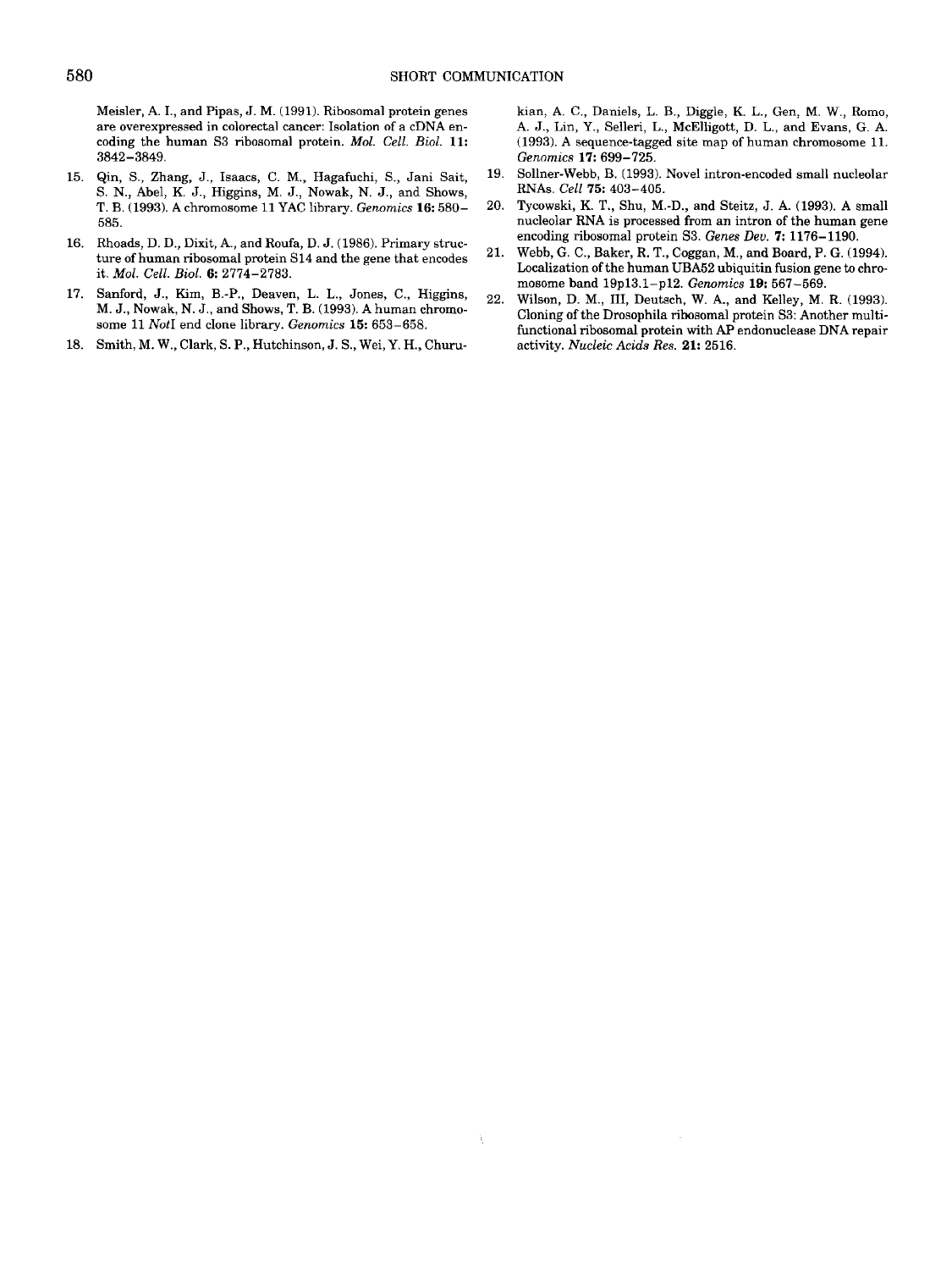Meisler, A. I., and Pipas, J. M. (1991). Ribosomal protein genes are overexpressed in colorectal cancer: Isolation of a cDNA encoding the human S3 ribosomal protein. *Mol. Cell. Biol.* **11:** 3842–3849.

15. Qin, S., Zhang, J., Isaacs, C. M., Hagafuchi, S., Jani Sait, S. N., Abel, K. J., Higgins, M. J., Nowak, N. J., and Shows, T. B. (1993). A chromosome 11 YAC library. *Genomics* **16:** 580–585.
16. Rhoads, D. D., Dixit, A., and Roufa, D. J. (1986). Primary structure of human ribosomal protein S14 and the gene that encodes it. *Mol. Cell. Biol.* **6:** 2774–2783.
17. Sanford, J., Kim, B.-P., Deaven, L. L., Jones, C., Higgins, M. J., Nowak, N. J., and Shows, T. B. (1993). A human chromosome 11 *Not*I end clone library. *Genomics* **15:** 653–658.
18. Smith, M. W., Clark, S. P., Hutchinson, J. S., Wei, Y. H., Churukian, A. C., Daniels, L. B., Diggle, K. L., Gen, M. W., Romo, A. J., Lin, Y., Selleri, L., McElligott, D. L., and Evans, G. A. (1993). A sequence-tagged site map of human chromosome 11. *Genomics* **17:** 699–725.
19. Sollner-Webb, B. (1993). Novel intron-encoded small nucleolar RNAs. *Cell* **75:** 403–405.
20. Tycowski, K. T., Shu, M.-D., and Steitz, J. A. (1993). A small nucleolar RNA is processed from an intron of the human gene encoding ribosomal protein S3. *Genes Dev.* **7:** 1176–1190.
21. Webb, G. C., Baker, R. T., Coggan, M., and Board, P. G. (1994). Localization of the human UBA52 ubiquitin fusion gene to chromosome band 19p13.1–p12. *Genomics* **19:** 567–569.
22. Wilson, D. M., III, Deutsch, W. A., and Kelley, M. R. (1993). Cloning of the Drosophila ribosomal protein S3: Another multifunctional ribosomal protein with AP endonuclease DNA repair activity. *Nucleic Acids Res.* **21:** 2516.